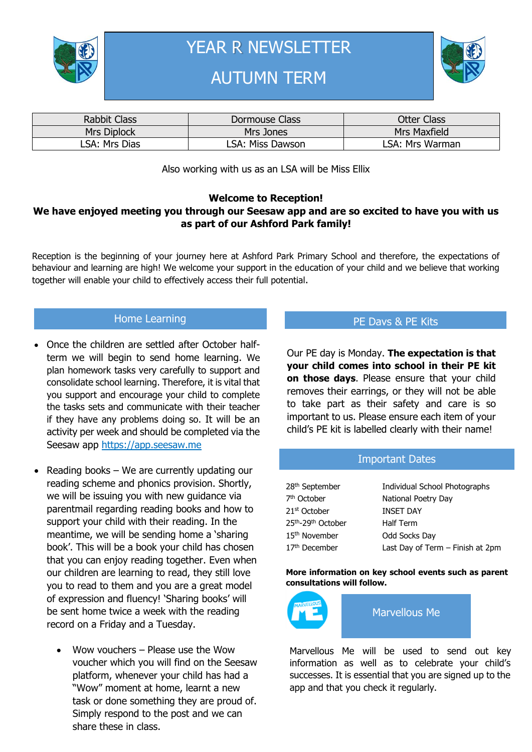# YEAR R NEWSLETTER

# AUTUMN TERM

| Rabbit Class | Dormouse Class | Otter Class |
|---|---|---|
| Mrs Diplock | Mrs Jones | Mrs Maxfield |
| LSA: Mrs Dias | LSA: Miss Dawson | LSA: Mrs Warman |

Also working with us as an LSA will be Miss Ellix

**Welcome to Reception!**
**We have enjoyed meeting you through our Seesaw app and are so excited to have you with us as part of our Ashford Park family!**

Reception is the beginning of your journey here at Ashford Park Primary School and therefore, the expectations of behaviour and learning are high! We welcome your support in the education of your child and we believe that working together will enable your child to effectively access their full potential.

## Home Learning

- Once the children are settled after October half-term we will begin to send home learning. We plan homework tasks very carefully to support and consolidate school learning. Therefore, it is vital that you support and encourage your child to complete the tasks sets and communicate with their teacher if they have any problems doing so. It will be an activity per week and should be completed via the Seesaw app https://app.seesaw.me

- Reading books – We are currently updating our reading scheme and phonics provision. Shortly, we will be issuing you with new guidance via parentmail regarding reading books and how to support your child with their reading. In the meantime, we will be sending home a 'sharing book'. This will be a book your child has chosen that you can enjoy reading together. Even when our children are learning to read, they still love you to read to them and you are a great model of expression and fluency! 'Sharing books' will be sent home twice a week with the reading record on a Friday and a Tuesday.

  - Wow vouchers – Please use the Wow voucher which you will find on the Seesaw platform, whenever your child has had a "Wow" moment at home, learnt a new task or done something they are proud of. Simply respond to the post and we can share these in class.

## PE Days & PE Kits

Our PE day is Monday. **The expectation is that your child comes into school in their PE kit on those days**. Please ensure that your child removes their earrings, or they will not be able to take part as their safety and care is so important to us. Please ensure each item of your child's PE kit is labelled clearly with their name!

## Important Dates

| | |
|---|---|
| 28th September | Individual School Photographs |
| 7th October | National Poetry Day |
| 21st October | INSET DAY |
| 25th-29th October | Half Term |
| 15th November | Odd Socks Day |
| 17th December | Last Day of Term – Finish at 2pm |

**More information on key school events such as parent consultations will follow.**

## Marvellous Me

Marvellous Me will be used to send out key information as well as to celebrate your child's successes. It is essential that you are signed up to the app and that you check it regularly.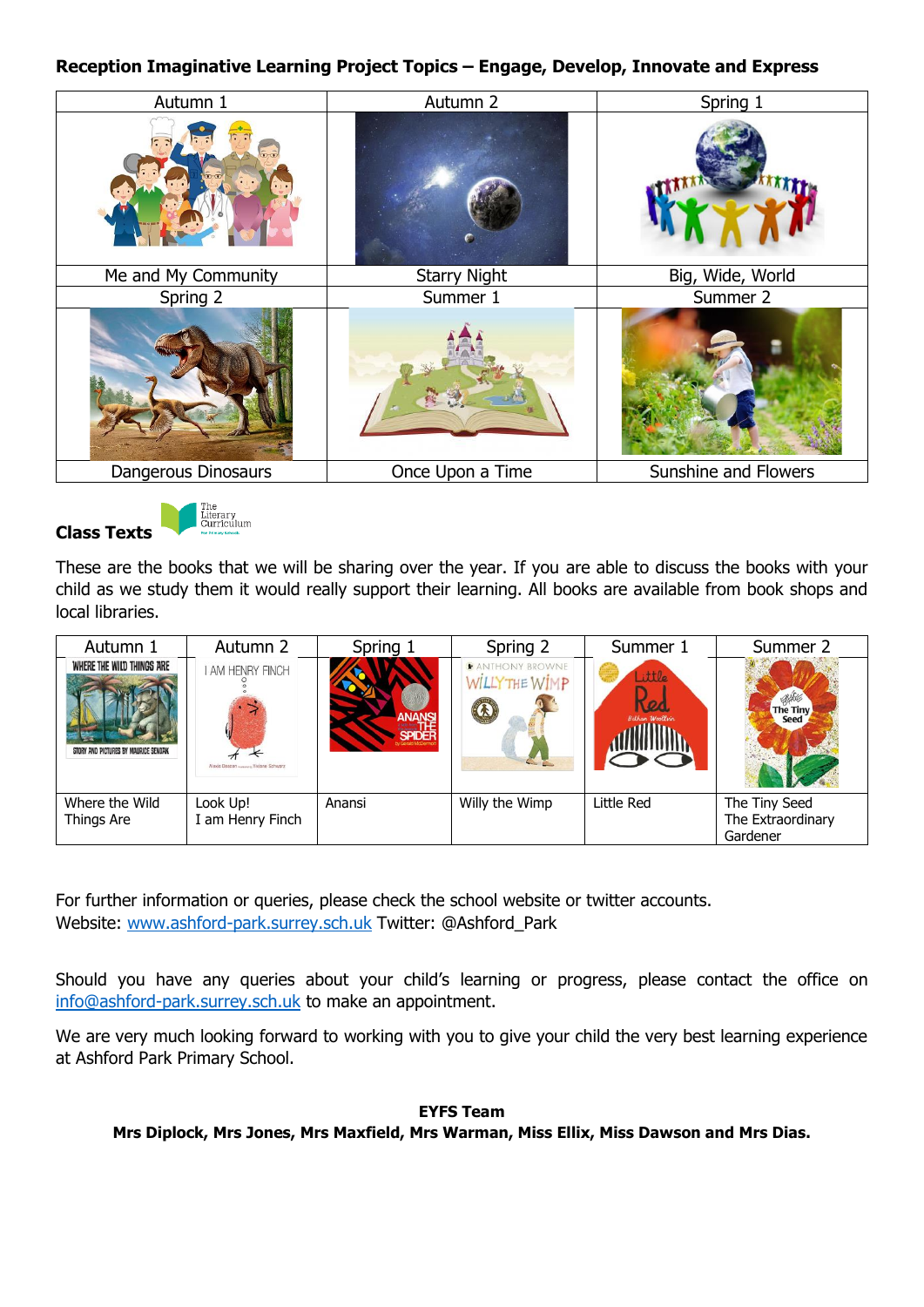**Reception Imaginative Learning Project Topics – Engage, Develop, Innovate and Express**

| Autumn 1 | Autumn 2 | Spring 1 |
|---|---|---|
| Me and My Community | Starry Night | Big, Wide, World |
| **Spring 2** | **Summer 1** | **Summer 2** |
| Dangerous Dinosaurs | Once Upon a Time | Sunshine and Flowers |

## Class Texts

These are the books that we will be sharing over the year. If you are able to discuss the books with your child as we study them it would really support their learning. All books are available from book shops and local libraries.

| Autumn 1 | Autumn 2 | Spring 1 | Spring 2 | Summer 1 | Summer 2 |
|---|---|---|---|---|---|
| Where the Wild Things Are | Look Up!<br>I am Henry Finch | Anansi | Willy the Wimp | Little Red | The Tiny Seed<br>The Extraordinary Gardener |

For further information or queries, please check the school website or twitter accounts.
Website: www.ashford-park.surrey.sch.uk Twitter: @Ashford_Park

Should you have any queries about your child's learning or progress, please contact the office on info@ashford-park.surrey.sch.uk to make an appointment.

We are very much looking forward to working with you to give your child the very best learning experience at Ashford Park Primary School.

**EYFS Team**
**Mrs Diplock, Mrs Jones, Mrs Maxfield, Mrs Warman, Miss Ellix, Miss Dawson and Mrs Dias.**